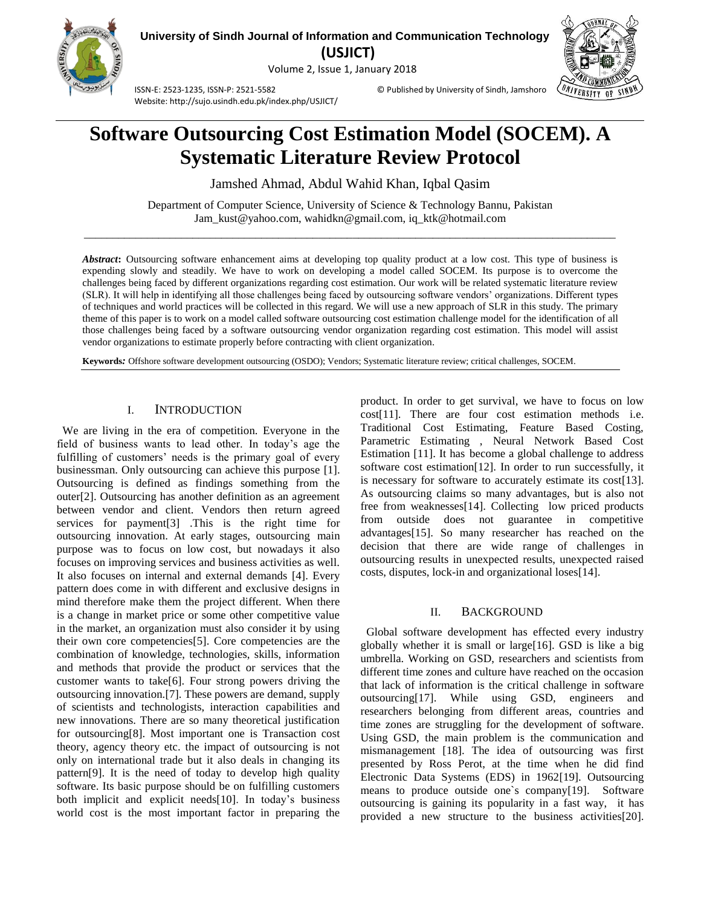# Software Outsourcing Cost Estimation Model (SOCEM). A Systematic Literature Review Protocol

Jamshed Ahmad, Abdul Wahid Khan, Iqbal Qasim

Department of Computer Science, University of Science & Technology Bannu, Pakistan
Jam_kust@yahoo.com, wahidkn@gmail.com, iq_ktk@hotmail.com

***Abstract*:** Outsourcing software enhancement aims at developing top quality product at a low cost. This type of business is expending slowly and steadily. We have to work on developing a model called SOCEM. Its purpose is to overcome the challenges being faced by different organizations regarding cost estimation. Our work will be related systematic literature review (SLR). It will help in identifying all those challenges being faced by outsourcing software vendors' organizations. Different types of techniques and world practices will be collected in this regard. We will use a new approach of SLR in this study. The primary theme of this paper is to work on a model called software outsourcing cost estimation challenge model for the identification of all those challenges being faced by a software outsourcing vendor organization regarding cost estimation. This model will assist vendor organizations to estimate properly before contracting with client organization.

**Keywords*:*** Offshore software development outsourcing (OSDO); Vendors; Systematic literature review; critical challenges, SOCEM.

## I. Introduction

We are living in the era of competition. Everyone in the field of business wants to lead other. In today's age the fulfilling of customers' needs is the primary goal of every businessman. Only outsourcing can achieve this purpose [1]. Outsourcing is defined as findings something from the outer[2]. Outsourcing has another definition as an agreement between vendor and client. Vendors then return agreed services for payment[3] .This is the right time for outsourcing innovation. At early stages, outsourcing main purpose was to focus on low cost, but nowadays it also focuses on improving services and business activities as well. It also focuses on internal and external demands [4]. Every pattern does come in with different and exclusive designs in mind therefore make them the project different. When there is a change in market price or some other competitive value in the market, an organization must also consider it by using their own core competencies[5]. Core competencies are the combination of knowledge, technologies, skills, information and methods that provide the product or services that the customer wants to take[6]. Four strong powers driving the outsourcing innovation.[7]. These powers are demand, supply of scientists and technologists, interaction capabilities and new innovations. There are so many theoretical justification for outsourcing[8]. Most important one is Transaction cost theory, agency theory etc. the impact of outsourcing is not only on international trade but it also deals in changing its pattern[9]. It is the need of today to develop high quality software. Its basic purpose should be on fulfilling customers both implicit and explicit needs[10]. In today's business world cost is the most important factor in preparing the product. In order to get survival, we have to focus on low cost[11]. There are four cost estimation methods i.e. Traditional Cost Estimating, Feature Based Costing, Parametric Estimating , Neural Network Based Cost Estimation [11]. It has become a global challenge to address software cost estimation[12]. In order to run successfully, it is necessary for software to accurately estimate its cost[13]. As outsourcing claims so many advantages, but is also not free from weaknesses[14]. Collecting low priced products from outside does not guarantee in competitive advantages[15]. So many researcher has reached on the decision that there are wide range of challenges in outsourcing results in unexpected results, unexpected raised costs, disputes, lock-in and organizational loses[14].

## II. Background

Global software development has effected every industry globally whether it is small or large[16]. GSD is like a big umbrella. Working on GSD, researchers and scientists from different time zones and culture have reached on the occasion that lack of information is the critical challenge in software outsourcing[17]. While using GSD, engineers and researchers belonging from different areas, countries and time zones are struggling for the development of software. Using GSD, the main problem is the communication and mismanagement [18]. The idea of outsourcing was first presented by Ross Perot, at the time when he did find Electronic Data Systems (EDS) in 1962[19]. Outsourcing means to produce outside one`s company[19]. Software outsourcing is gaining its popularity in a fast way, it has provided a new structure to the business activities[20].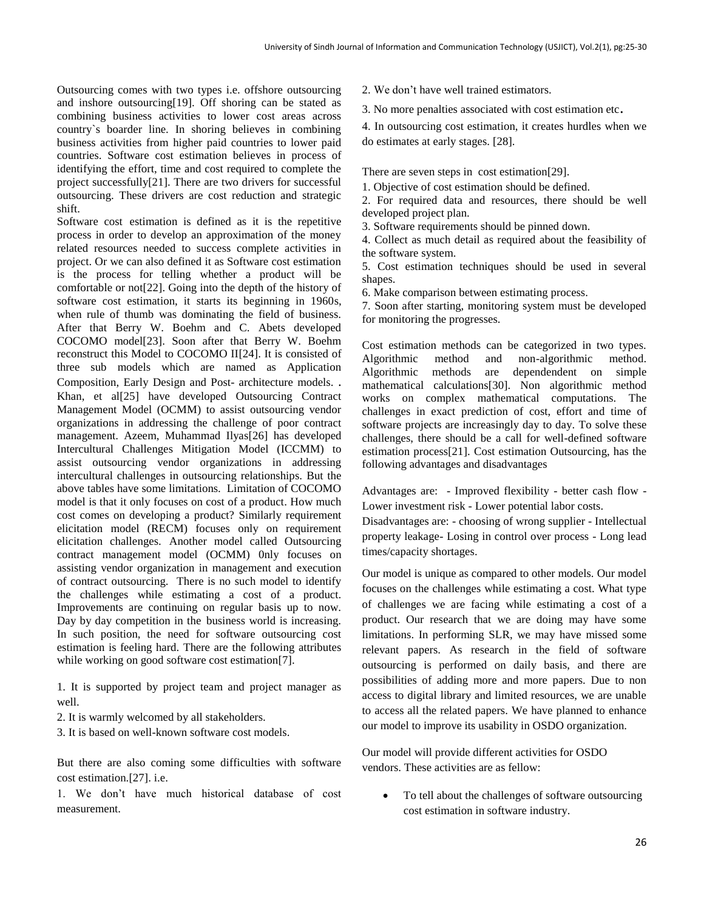Outsourcing comes with two types i.e. offshore outsourcing and inshore outsourcing[19]. Off shoring can be stated as combining business activities to lower cost areas across country`s boarder line. In shoring believes in combining business activities from higher paid countries to lower paid countries. Software cost estimation believes in process of identifying the effort, time and cost required to complete the project successfully[21]. There are two drivers for successful outsourcing. These drivers are cost reduction and strategic shift.

Software cost estimation is defined as it is the repetitive process in order to develop an approximation of the money related resources needed to success complete activities in project. Or we can also defined it as Software cost estimation is the process for telling whether a product will be comfortable or not[22]. Going into the depth of the history of software cost estimation, it starts its beginning in 1960s, when rule of thumb was dominating the field of business. After that Berry W. Boehm and C. Abets developed COCOMO model[23]. Soon after that Berry W. Boehm reconstruct this Model to COCOMO II[24]. It is consisted of three sub models which are named as Application Composition, Early Design and Post- architecture models. . Khan, et al[25] have developed Outsourcing Contract Management Model (OCMM) to assist outsourcing vendor organizations in addressing the challenge of poor contract management. Azeem, Muhammad Ilyas[26] has developed Intercultural Challenges Mitigation Model (ICCMM) to assist outsourcing vendor organizations in addressing intercultural challenges in outsourcing relationships. But the above tables have some limitations. Limitation of COCOMO model is that it only focuses on cost of a product. How much cost comes on developing a product? Similarly requirement elicitation model (RECM) focuses only on requirement elicitation challenges. Another model called Outsourcing contract management model (OCMM) 0nly focuses on assisting vendor organization in management and execution of contract outsourcing. There is no such model to identify the challenges while estimating a cost of a product. Improvements are continuing on regular basis up to now. Day by day competition in the business world is increasing. In such position, the need for software outsourcing cost estimation is feeling hard. There are the following attributes while working on good software cost estimation[7].

1. It is supported by project team and project manager as well.
2. It is warmly welcomed by all stakeholders.
3. It is based on well-known software cost models.

But there are also coming some difficulties with software cost estimation.[27]. i.e.

1. We don't have much historical database of cost measurement.
2. We don't have well trained estimators.
3. No more penalties associated with cost estimation etc.
4. In outsourcing cost estimation, it creates hurdles when we do estimates at early stages. [28].

There are seven steps in cost estimation[29].

1. Objective of cost estimation should be defined.
2. For required data and resources, there should be well developed project plan.
3. Software requirements should be pinned down.
4. Collect as much detail as required about the feasibility of the software system.
5. Cost estimation techniques should be used in several shapes.
6. Make comparison between estimating process.
7. Soon after starting, monitoring system must be developed for monitoring the progresses.

Cost estimation methods can be categorized in two types. Algorithmic method and non-algorithmic method. Algorithmic methods are dependendent on simple mathematical calculations[30]. Non algorithmic method works on complex mathematical computations. The challenges in exact prediction of cost, effort and time of software projects are increasingly day to day. To solve these challenges, there should be a call for well-defined software estimation process[21]. Cost estimation Outsourcing, has the following advantages and disadvantages

Advantages are: - Improved flexibility - better cash flow - Lower investment risk - Lower potential labor costs.

Disadvantages are: - choosing of wrong supplier - Intellectual property leakage- Losing in control over process - Long lead times/capacity shortages.

Our model is unique as compared to other models. Our model focuses on the challenges while estimating a cost. What type of challenges we are facing while estimating a cost of a product. Our research that we are doing may have some limitations. In performing SLR, we may have missed some relevant papers. As research in the field of software outsourcing is performed on daily basis, and there are possibilities of adding more and more papers. Due to non access to digital library and limited resources, we are unable to access all the related papers. We have planned to enhance our model to improve its usability in OSDO organization.

Our model will provide different activities for OSDO vendors. These activities are as fellow:

- To tell about the challenges of software outsourcing cost estimation in software industry.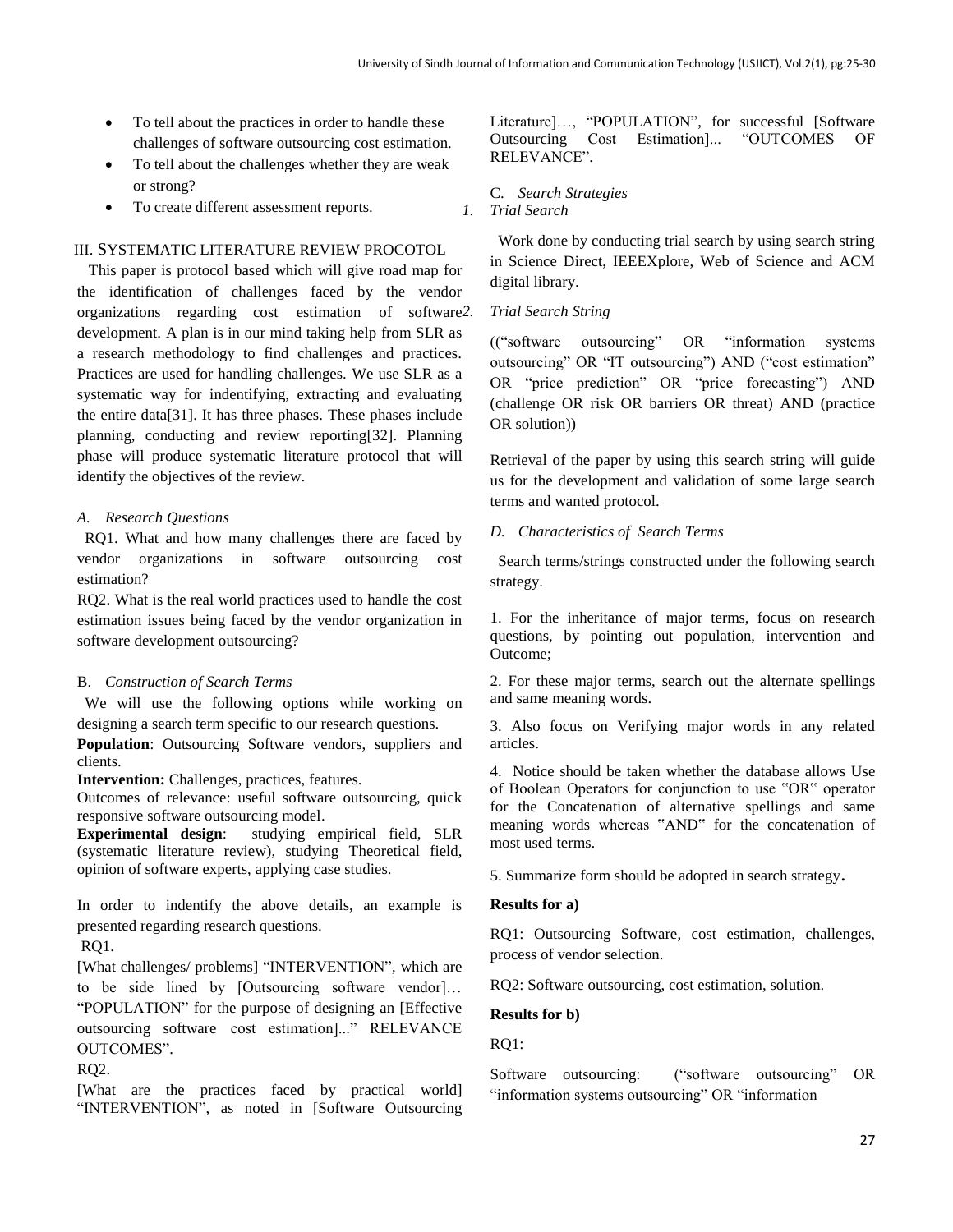- To tell about the practices in order to handle these challenges of software outsourcing cost estimation.
- To tell about the challenges whether they are weak or strong?
- To create different assessment reports.

## III. SYSTEMATIC LITERATURE REVIEW PROCOTOL

This paper is protocol based which will give road map for the identification of challenges faced by the vendor organizations regarding cost estimation of software development. A plan is in our mind taking help from SLR as a research methodology to find challenges and practices. Practices are used for handling challenges. We use SLR as a systematic way for indentifying, extracting and evaluating the entire data[31]. It has three phases. These phases include planning, conducting and review reporting[32]. Planning phase will produce systematic literature protocol that will identify the objectives of the review.

### A. *Research Questions*

RQ1. What and how many challenges there are faced by vendor organizations in software outsourcing cost estimation?

RQ2. What is the real world practices used to handle the cost estimation issues being faced by the vendor organization in software development outsourcing?

### B. *Construction of Search Terms*

We will use the following options while working on designing a search term specific to our research questions.

**Population**: Outsourcing Software vendors, suppliers and clients.

**Intervention:** Challenges, practices, features.

Outcomes of relevance: useful software outsourcing, quick responsive software outsourcing model.

**Experimental design**: studying empirical field, SLR (systematic literature review), studying Theoretical field, opinion of software experts, applying case studies.

In order to indentify the above details, an example is presented regarding research questions.

RQ1.

[What challenges/ problems] "INTERVENTION", which are to be side lined by [Outsourcing software vendor]… "POPULATION" for the purpose of designing an [Effective outsourcing software cost estimation]..." RELEVANCE OUTCOMES".

RQ2.

[What are the practices faced by practical world] "INTERVENTION", as noted in [Software Outsourcing Literature]…, "POPULATION", for successful [Software Outsourcing Cost Estimation]... "OUTCOMES OF RELEVANCE".

### C. *Search Strategies*

1. *Trial Search*

Work done by conducting trial search by using search string in Science Direct, IEEEXplore, Web of Science and ACM digital library.

2. *Trial Search String*

(("software outsourcing" OR "information systems outsourcing" OR "IT outsourcing") AND ("cost estimation" OR "price prediction" OR "price forecasting") AND (challenge OR risk OR barriers OR threat) AND (practice OR solution))

Retrieval of the paper by using this search string will guide us for the development and validation of some large search terms and wanted protocol.

### D. *Characteristics of Search Terms*

Search terms/strings constructed under the following search strategy.

1. For the inheritance of major terms, focus on research questions, by pointing out population, intervention and Outcome;

2. For these major terms, search out the alternate spellings and same meaning words.

3. Also focus on Verifying major words in any related articles.

4. Notice should be taken whether the database allows Use of Boolean Operators for conjunction to use "OR" operator for the Concatenation of alternative spellings and same meaning words whereas "AND" for the concatenation of most used terms.

5. Summarize form should be adopted in search strategy.

**Results for a)**

RQ1: Outsourcing Software, cost estimation, challenges, process of vendor selection.

RQ2: Software outsourcing, cost estimation, solution.

**Results for b)**

RQ1:

Software outsourcing: ("software outsourcing" OR "information systems outsourcing" OR "information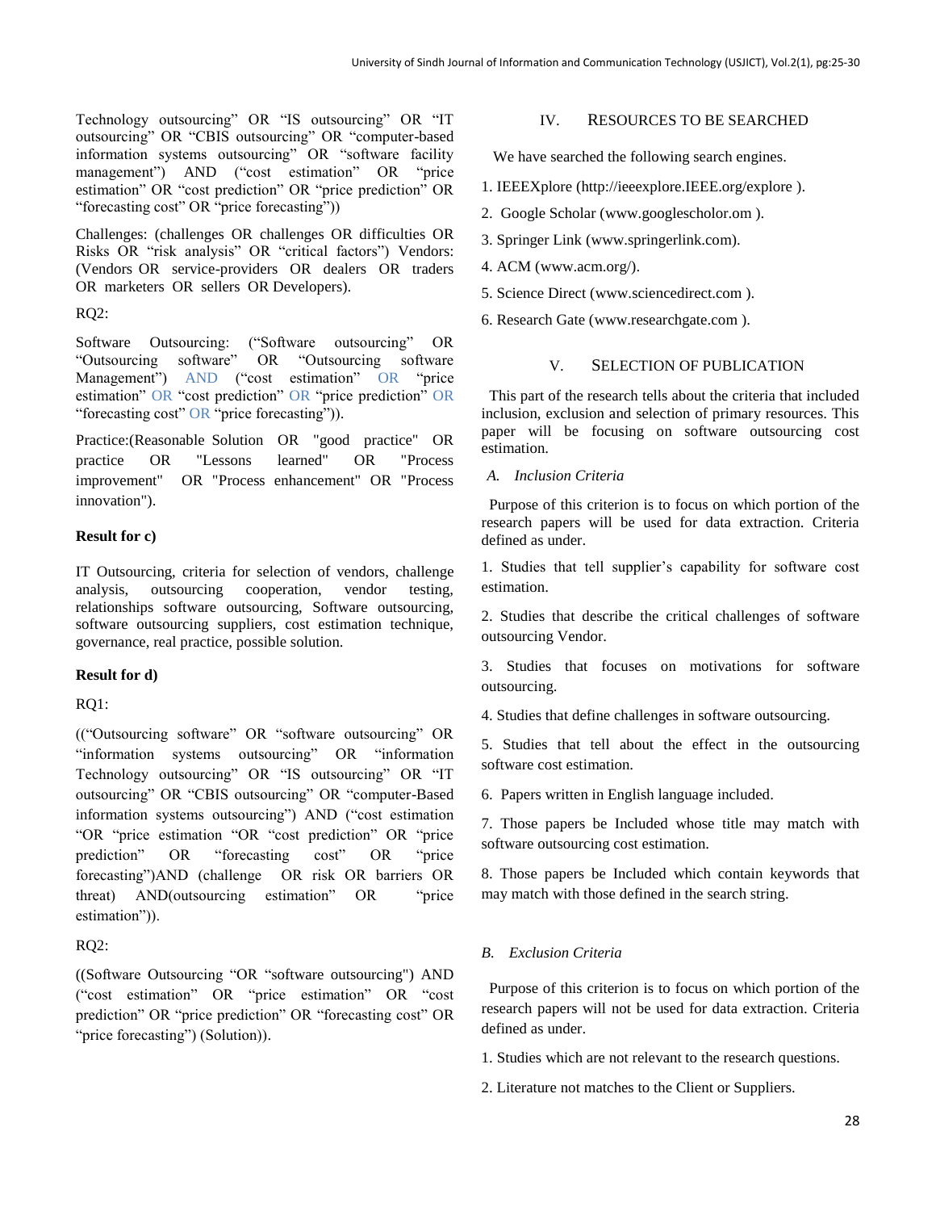Technology outsourcing" OR "IS outsourcing" OR "IT outsourcing" OR "CBIS outsourcing" OR "computer-based information systems outsourcing" OR "software facility management") AND ("cost estimation" OR "price estimation" OR "cost prediction" OR "price prediction" OR "forecasting cost" OR "price forecasting"))

Challenges: (challenges OR challenges OR difficulties OR Risks OR "risk analysis" OR "critical factors") Vendors: (Vendors OR service-providers OR dealers OR traders OR marketers OR sellers OR Developers).

RQ2:

Software Outsourcing: ("Software outsourcing" OR "Outsourcing software" OR "Outsourcing software Management") AND ("cost estimation" OR "price estimation" OR "cost prediction" OR "price prediction" OR "forecasting cost" OR "price forecasting")).

Practice:(Reasonable Solution OR "good practice" OR practice OR "Lessons learned" OR "Process improvement" OR "Process enhancement" OR "Process innovation").

**Result for c)**

IT Outsourcing, criteria for selection of vendors, challenge analysis, outsourcing cooperation, vendor testing, relationships software outsourcing, Software outsourcing, software outsourcing suppliers, cost estimation technique, governance, real practice, possible solution.

**Result for d)**

RQ1:

(("Outsourcing software" OR "software outsourcing" OR "information systems outsourcing" OR "information Technology outsourcing" OR "IS outsourcing" OR "IT outsourcing" OR "CBIS outsourcing" OR "computer-Based information systems outsourcing") AND ("cost estimation "OR "price estimation "OR "cost prediction" OR "price prediction" OR "forecasting cost" OR "price forecasting")AND (challenge OR risk OR barriers OR threat) AND(outsourcing estimation" OR "price estimation")).

RQ2:

((Software Outsourcing "OR "software outsourcing") AND ("cost estimation" OR "price estimation" OR "cost prediction" OR "price prediction" OR "forecasting cost" OR "price forecasting") (Solution)).

## IV. RESOURCES TO BE SEARCHED

We have searched the following search engines.

1. IEEEXplore (http://ieeexplore.IEEE.org/explore ).
2. Google Scholar (www.googlescholor.om ).
3. Springer Link (www.springerlink.com).
4. ACM (www.acm.org/).
5. Science Direct (www.sciencedirect.com ).
6. Research Gate (www.researchgate.com ).

## V. SELECTION OF PUBLICATION

This part of the research tells about the criteria that included inclusion, exclusion and selection of primary resources. This paper will be focusing on software outsourcing cost estimation.

### *A. Inclusion Criteria*

Purpose of this criterion is to focus on which portion of the research papers will be used for data extraction. Criteria defined as under.

1. Studies that tell supplier's capability for software cost estimation.
2. Studies that describe the critical challenges of software outsourcing Vendor.
3. Studies that focuses on motivations for software outsourcing.
4. Studies that define challenges in software outsourcing.
5. Studies that tell about the effect in the outsourcing software cost estimation.
6. Papers written in English language included.
7. Those papers be Included whose title may match with software outsourcing cost estimation.
8. Those papers be Included which contain keywords that may match with those defined in the search string.

### *B. Exclusion Criteria*

Purpose of this criterion is to focus on which portion of the research papers will not be used for data extraction. Criteria defined as under.

1. Studies which are not relevant to the research questions.
2. Literature not matches to the Client or Suppliers.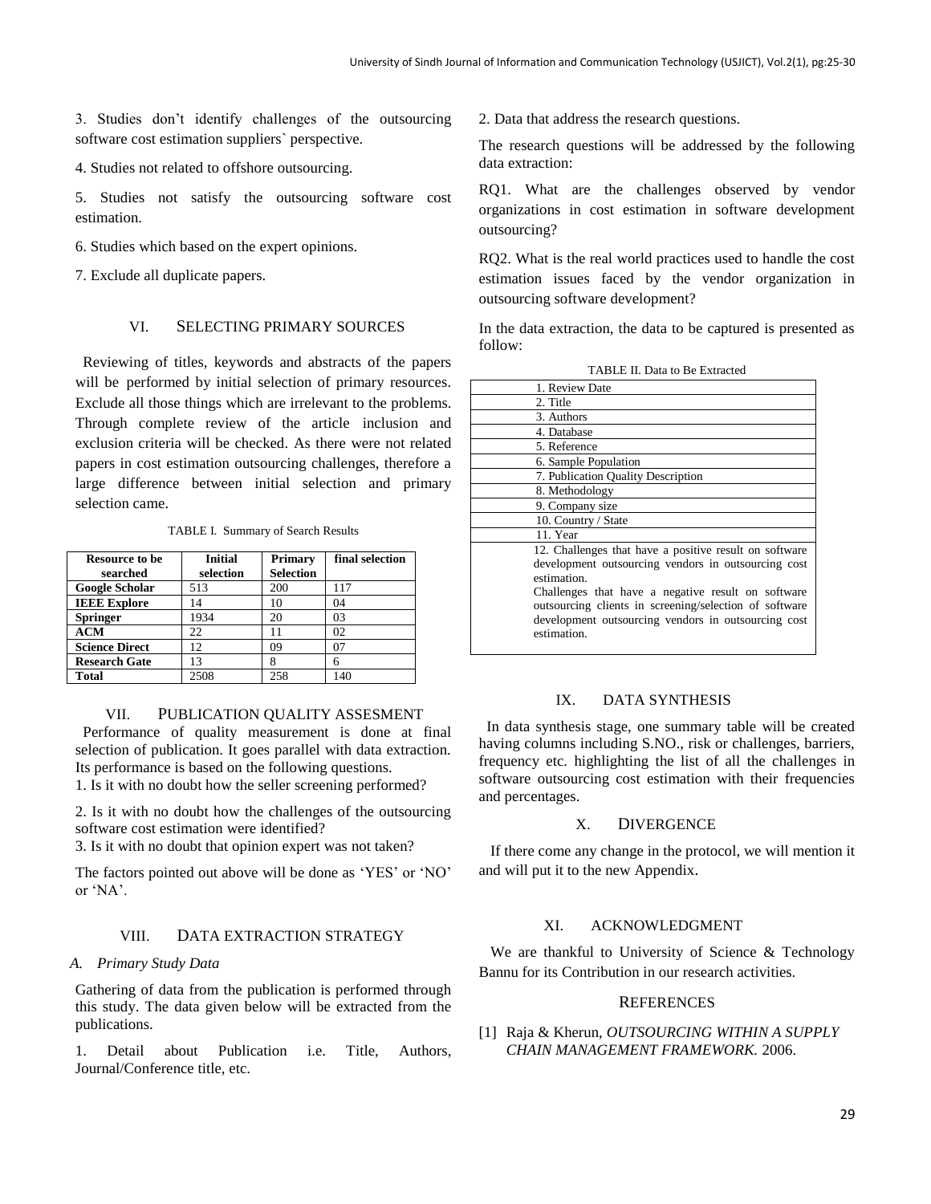3. Studies don't identify challenges of the outsourcing software cost estimation suppliers` perspective.

4. Studies not related to offshore outsourcing.

5. Studies not satisfy the outsourcing software cost estimation.

6. Studies which based on the expert opinions.

7. Exclude all duplicate papers.

## VI. SELECTING PRIMARY SOURCES

Reviewing of titles, keywords and abstracts of the papers will be performed by initial selection of primary resources. Exclude all those things which are irrelevant to the problems. Through complete review of the article inclusion and exclusion criteria will be checked. As there were not related papers in cost estimation outsourcing challenges, therefore a large difference between initial selection and primary selection came.

TABLE I. Summary of Search Results

| Resource to be searched | Initial selection | Primary Selection | final selection |
|---|---|---|---|
| **Google Scholar** | 513 | 200 | 117 |
| **IEEE Explore** | 14 | 10 | 04 |
| **Springer** | 1934 | 20 | 03 |
| **ACM** | 22 | 11 | 02 |
| **Science Direct** | 12 | 09 | 07 |
| **Research Gate** | 13 | 8 | 6 |
| **Total** | 2508 | 258 | 140 |

## VII. PUBLICATION QUALITY ASSESMENT

Performance of quality measurement is done at final selection of publication. It goes parallel with data extraction. Its performance is based on the following questions.

1. Is it with no doubt how the seller screening performed?

2. Is it with no doubt how the challenges of the outsourcing software cost estimation were identified?

3. Is it with no doubt that opinion expert was not taken?

The factors pointed out above will be done as 'YES' or 'NO' or 'NA'.

## VIII. DATA EXTRACTION STRATEGY

### *A. Primary Study Data*

Gathering of data from the publication is performed through this study. The data given below will be extracted from the publications.

1. Detail about Publication i.e. Title, Authors, Journal/Conference title, etc.

2. Data that address the research questions.

The research questions will be addressed by the following data extraction:

RQ1. What are the challenges observed by vendor organizations in cost estimation in software development outsourcing?

RQ2. What is the real world practices used to handle the cost estimation issues faced by the vendor organization in outsourcing software development?

In the data extraction, the data to be captured is presented as follow:

TABLE II. Data to Be Extracted

| |
|---|
| 1. Review Date |
| 2. Title |
| 3. Authors |
| 4. Database |
| 5. Reference |
| 6. Sample Population |
| 7. Publication Quality Description |
| 8. Methodology |
| 9. Company size |
| 10. Country / State |
| 11. Year |
| 12. Challenges that have a positive result on software development outsourcing vendors in outsourcing cost estimation. Challenges that have a negative result on software outsourcing clients in screening/selection of software development outsourcing vendors in outsourcing cost estimation. |

## IX. DATA SYNTHESIS

In data synthesis stage, one summary table will be created having columns including S.NO., risk or challenges, barriers, frequency etc. highlighting the list of all the challenges in software outsourcing cost estimation with their frequencies and percentages.

## X. DIVERGENCE

If there come any change in the protocol, we will mention it and will put it to the new Appendix.

## XI. ACKNOWLEDGMENT

We are thankful to University of Science & Technology Bannu for its Contribution in our research activities.

## REFERENCES

[1] Raja & Kherun, *OUTSOURCING WITHIN A SUPPLY CHAIN MANAGEMENT FRAMEWORK.* 2006.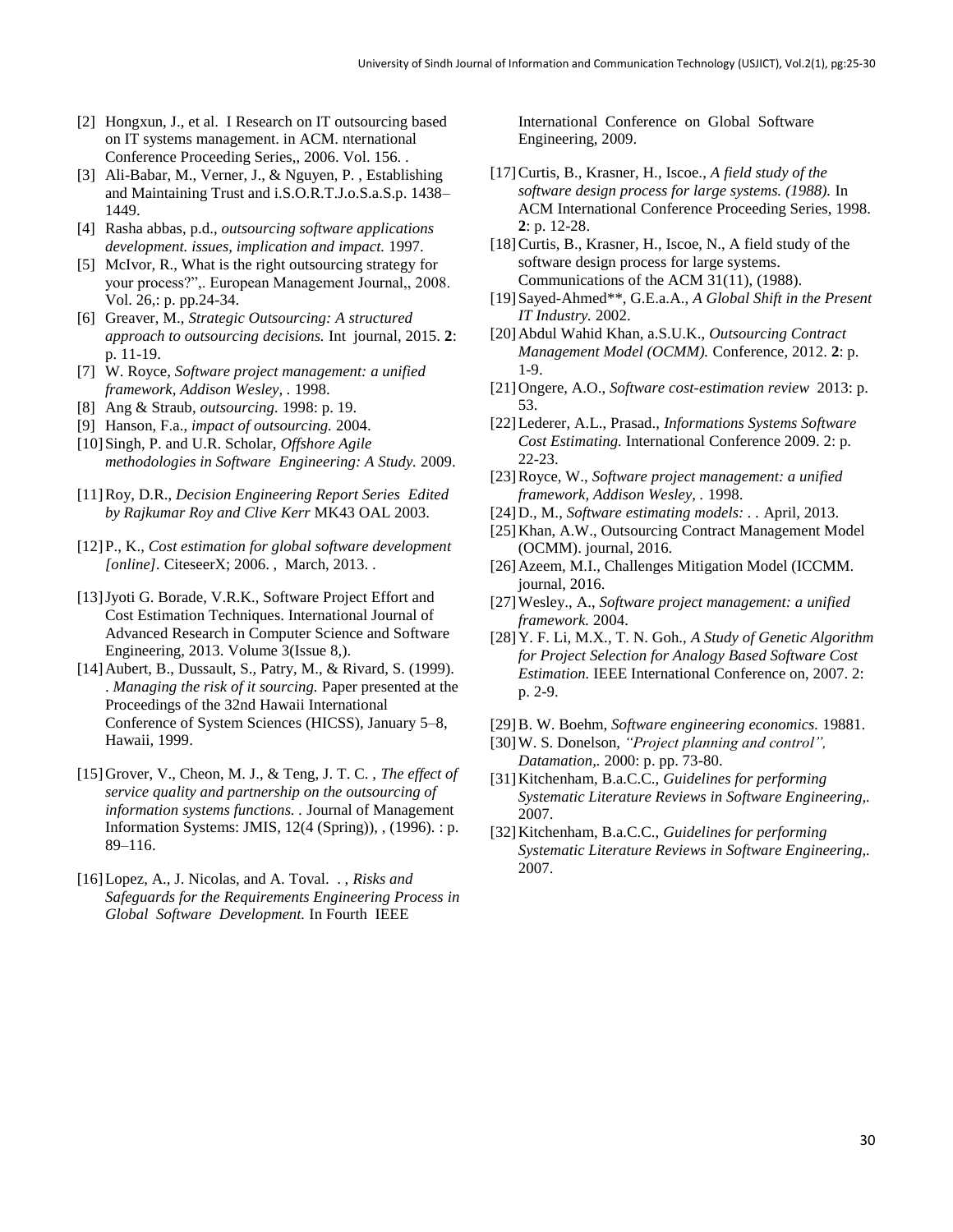[2] Hongxun, J., et al. I Research on IT outsourcing based on IT systems management. in ACM. nternational Conference Proceeding Series,, 2006. Vol. 156. .

[3] Ali-Babar, M., Verner, J., & Nguyen, P. , Establishing and Maintaining Trust and i.S.O.R.T.J.o.S.a.S.p. 1438–1449.

[4] Rasha abbas, p.d., *outsourcing software applications development. issues, implication and impact.* 1997.

[5] McIvor, R., What is the right outsourcing strategy for your process?",. European Management Journal,, 2008. Vol. 26,: p. pp.24-34.

[6] Greaver, M., *Strategic Outsourcing: A structured approach to outsourcing decisions.* Int journal, 2015. **2**: p. 11-19.

[7] W. Royce, *Software project management: a unified framework, Addison Wesley,* . 1998.

[8] Ang & Straub, *outsourcing.* 1998: p. 19.

[9] Hanson, F.a., *impact of outsourcing.* 2004.

[10] Singh, P. and U.R. Scholar, *Offshore Agile methodologies in Software Engineering: A Study.* 2009.

[11] Roy, D.R., *Decision Engineering Report Series Edited by Rajkumar Roy and Clive Kerr* MK43 OAL 2003.

[12] P., K., *Cost estimation for global software development [online].* CiteseerX; 2006. , March, 2013. .

[13] Jyoti G. Borade, V.R.K., Software Project Effort and Cost Estimation Techniques. International Journal of Advanced Research in Computer Science and Software Engineering, 2013. Volume 3(Issue 8,).

[14] Aubert, B., Dussault, S., Patry, M., & Rivard, S. (1999). . *Managing the risk of it sourcing.* Paper presented at the Proceedings of the 32nd Hawaii International Conference of System Sciences (HICSS), January 5–8, Hawaii, 1999.

[15] Grover, V., Cheon, M. J., & Teng, J. T. C. , *The effect of service quality and partnership on the outsourcing of information systems functions.* . Journal of Management Information Systems: JMIS, 12(4 (Spring)), , (1996). : p. 89–116.

[16] Lopez, A., J. Nicolas, and A. Toval. . , *Risks and Safeguards for the Requirements Engineering Process in Global Software Development.* In Fourth IEEE International Conference on Global Software Engineering, 2009.

[17] Curtis, B., Krasner, H., Iscoe., *A field study of the software design process for large systems. (1988).* In ACM International Conference Proceeding Series, 1998. **2**: p. 12-28.

[18] Curtis, B., Krasner, H., Iscoe, N., A field study of the software design process for large systems. Communications of the ACM 31(11), (1988).

[19] Sayed-Ahmed**, G.E.a.A., *A Global Shift in the Present IT Industry.* 2002.

[20] Abdul Wahid Khan, a.S.U.K., *Outsourcing Contract Management Model (OCMM).* Conference, 2012. **2**: p. 1-9.

[21] Ongere, A.O., *Software cost-estimation review* 2013: p. 53.

[22] Lederer, A.L., Prasad., *Informations Systems Software Cost Estimating.* International Conference 2009. 2: p. 22-23.

[23] Royce, W., *Software project management: a unified framework, Addison Wesley,* . 1998.

[24] D., M., *Software estimating models:* . . April, 2013.

[25] Khan, A.W., Outsourcing Contract Management Model (OCMM). journal, 2016.

[26] Azeem, M.I., Challenges Mitigation Model (ICCMM. journal, 2016.

[27] Wesley., A., *Software project management: a unified framework.* 2004.

[28] Y. F. Li, M.X., T. N. Goh., *A Study of Genetic Algorithm for Project Selection for Analogy Based Software Cost Estimation.* IEEE International Conference on, 2007. 2: p. 2-9.

[29] B. W. Boehm, *Software engineering economics.* 19881.

[30] W. S. Donelson, *"Project planning and control", Datamation,.* 2000: p. pp. 73-80.

[31] Kitchenham, B.a.C.C., *Guidelines for performing Systematic Literature Reviews in Software Engineering,.* 2007.

[32] Kitchenham, B.a.C.C., *Guidelines for performing Systematic Literature Reviews in Software Engineering,.* 2007.